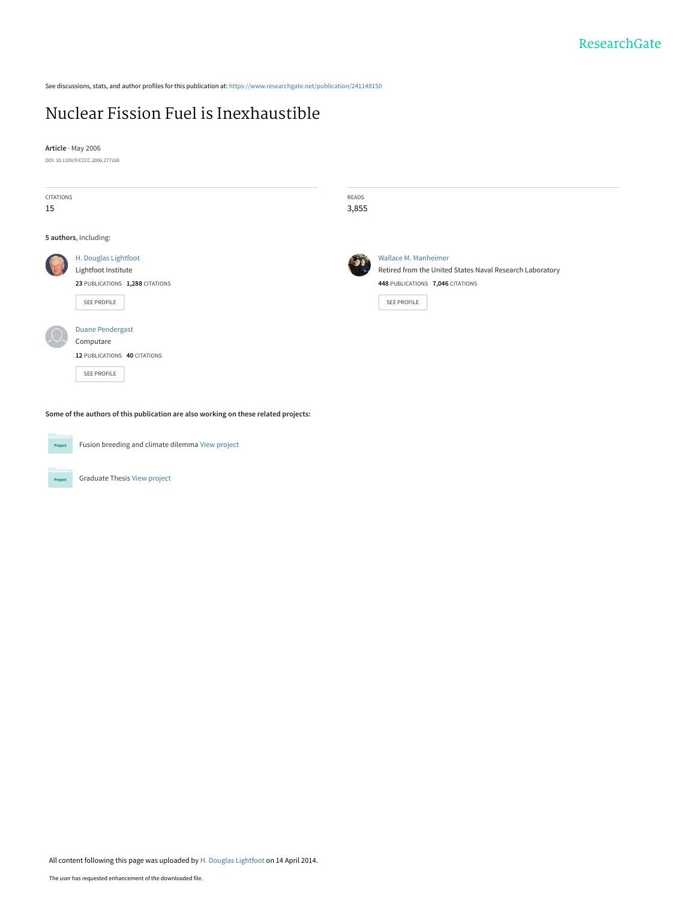See discussions, stats, and author profiles for this publication at: https://www.researchgate.net/publication/241148150

# Nuclear Fission Fuel is Inexhaustible

**Article** · May 2006

DOI: 10.1109/EICCCC.2006.277268

| CITATIONS | READS |
| --- | --- |
| 15 | 3,855 |

**5 authors**, including:

**H. Douglas Lightfoot**
Lightfoot Institute
**23** PUBLICATIONS **1,288** CITATIONS
SEE PROFILE

**Wallace M. Manheimer**
Retired from the United States Naval Research Laboratory
**448** PUBLICATIONS **7,046** CITATIONS
SEE PROFILE

**Duane Pendergast**
Computare
**12** PUBLICATIONS **40** CITATIONS
SEE PROFILE

**Some of the authors of this publication are also working on these related projects:**

Project: Fusion breeding and climate dilemma View project

Project: Graduate Thesis View project

All content following this page was uploaded by H. Douglas Lightfoot on 14 April 2014.

The user has requested enhancement of the downloaded file.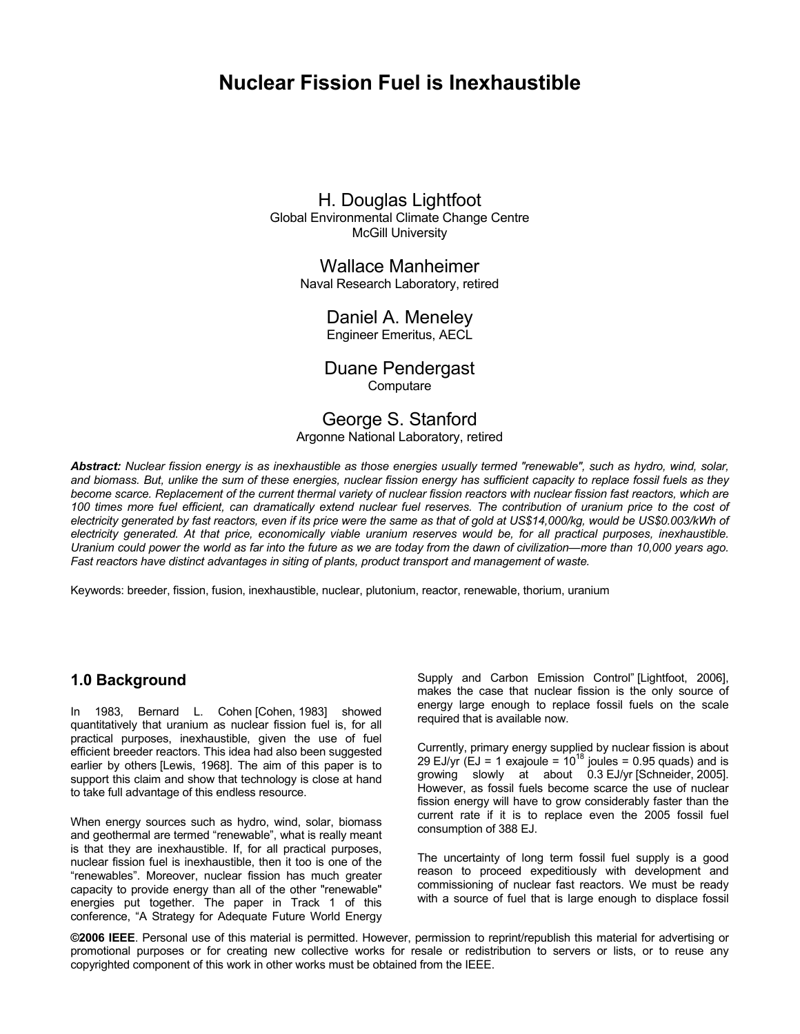# Nuclear Fission Fuel is Inexhaustible

H. Douglas Lightfoot
Global Environmental Climate Change Centre
McGill University

Wallace Manheimer
Naval Research Laboratory, retired

Daniel A. Meneley
Engineer Emeritus, AECL

Duane Pendergast
Computare

George S. Stanford
Argonne National Laboratory, retired

***Abstract:*** *Nuclear fission energy is as inexhaustible as those energies usually termed "renewable", such as hydro, wind, solar, and biomass. But, unlike the sum of these energies, nuclear fission energy has sufficient capacity to replace fossil fuels as they become scarce. Replacement of the current thermal variety of nuclear fission reactors with nuclear fission fast reactors, which are 100 times more fuel efficient, can dramatically extend nuclear fuel reserves. The contribution of uranium price to the cost of electricity generated by fast reactors, even if its price were the same as that of gold at US$14,000/kg, would be US$0.003/kWh of electricity generated. At that price, economically viable uranium reserves would be, for all practical purposes, inexhaustible. Uranium could power the world as far into the future as we are today from the dawn of civilization—more than 10,000 years ago. Fast reactors have distinct advantages in siting of plants, product transport and management of waste.*

Keywords: breeder, fission, fusion, inexhaustible, nuclear, plutonium, reactor, renewable, thorium, uranium

## 1.0 Background

In 1983, Bernard L. Cohen [Cohen, 1983] showed quantitatively that uranium as nuclear fission fuel is, for all practical purposes, inexhaustible, given the use of fuel efficient breeder reactors. This idea had also been suggested earlier by others [Lewis, 1968]. The aim of this paper is to support this claim and show that technology is close at hand to take full advantage of this endless resource.

When energy sources such as hydro, wind, solar, biomass and geothermal are termed "renewable", what is really meant is that they are inexhaustible. If, for all practical purposes, nuclear fission fuel is inexhaustible, then it too is one of the "renewables". Moreover, nuclear fission has much greater capacity to provide energy than all of the other "renewable" energies put together. The paper in Track 1 of this conference, "A Strategy for Adequate Future World Energy Supply and Carbon Emission Control" [Lightfoot, 2006], makes the case that nuclear fission is the only source of energy large enough to replace fossil fuels on the scale required that is available now.

Currently, primary energy supplied by nuclear fission is about 29 EJ/yr (EJ = 1 exajoule = $10^{18}$ joules = 0.95 quads) and is growing slowly at about 0.3 EJ/yr [Schneider, 2005]. However, as fossil fuels become scarce the use of nuclear fission energy will have to grow considerably faster than the current rate if it is to replace even the 2005 fossil fuel consumption of 388 EJ.

The uncertainty of long term fossil fuel supply is a good reason to proceed expeditiously with development and commissioning of nuclear fast reactors. We must be ready with a source of fuel that is large enough to displace fossil

**©2006 IEEE**. Personal use of this material is permitted. However, permission to reprint/republish this material for advertising or promotional purposes or for creating new collective works for resale or redistribution to servers or lists, or to reuse any copyrighted component of this work in other works must be obtained from the IEEE.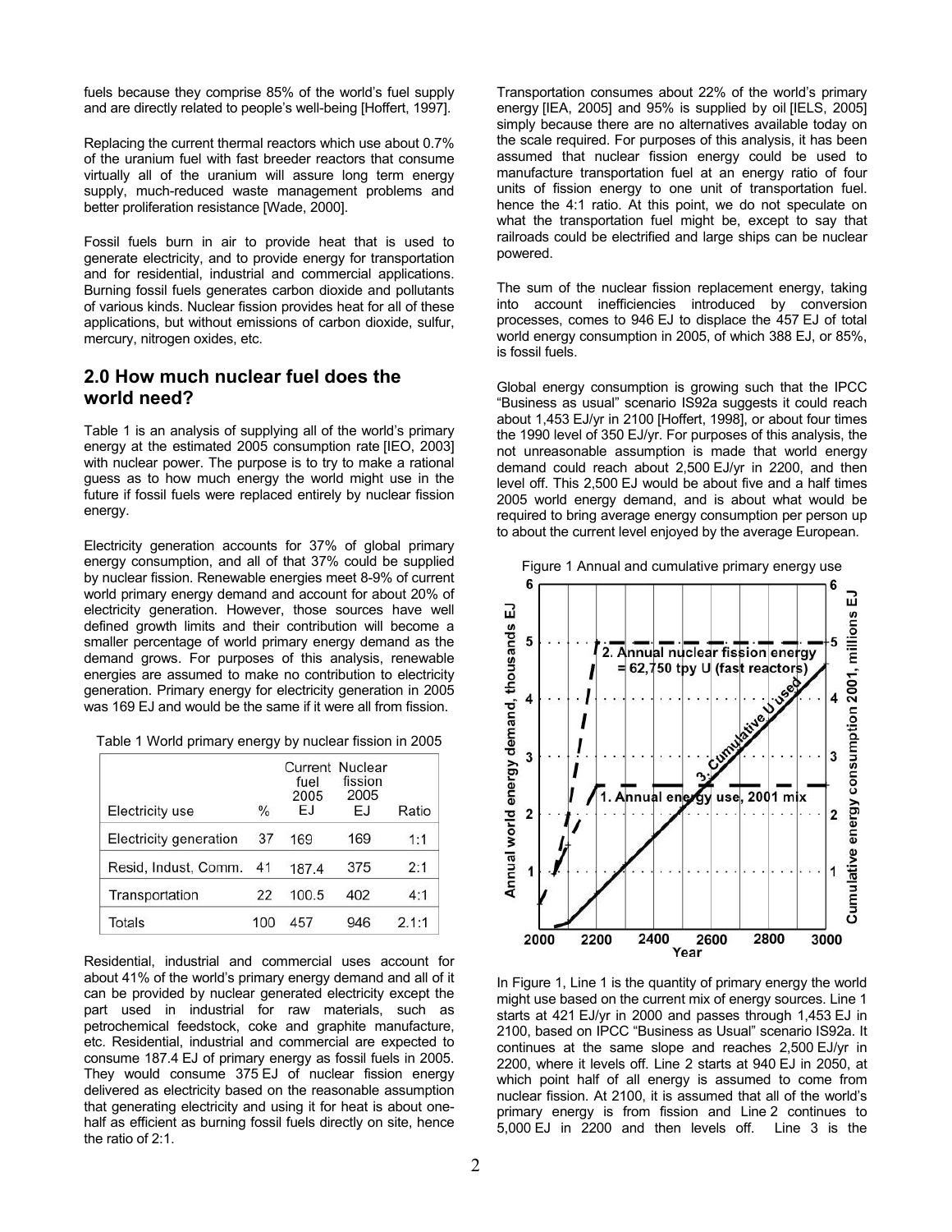fuels because they comprise 85% of the world's fuel supply and are directly related to people's well-being [Hoffert, 1997].

Replacing the current thermal reactors which use about 0.7% of the uranium fuel with fast breeder reactors that consume virtually all of the uranium will assure long term energy supply, much-reduced waste management problems and better proliferation resistance [Wade, 2000].

Fossil fuels burn in air to provide heat that is used to generate electricity, and to provide energy for transportation and for residential, industrial and commercial applications. Burning fossil fuels generates carbon dioxide and pollutants of various kinds. Nuclear fission provides heat for all of these applications, but without emissions of carbon dioxide, sulfur, mercury, nitrogen oxides, etc.

## 2.0 How much nuclear fuel does the world need?

Table 1 is an analysis of supplying all of the world's primary energy at the estimated 2005 consumption rate [IEO, 2003] with nuclear power. The purpose is to try to make a rational guess as to how much energy the world might use in the future if fossil fuels were replaced entirely by nuclear fission energy.

Electricity generation accounts for 37% of global primary energy consumption, and all of that 37% could be supplied by nuclear fission. Renewable energies meet 8-9% of current world primary energy demand and account for about 20% of electricity generation. However, those sources have well defined growth limits and their contribution will become a smaller percentage of world primary energy demand as the demand grows. For purposes of this analysis, renewable energies are assumed to make no contribution to electricity generation. Primary energy for electricity generation in 2005 was 169 EJ and would be the same if it were all from fission.

Table 1 World primary energy by nuclear fission in 2005

| Electricity use | % | Current fuel 2005 EJ | Nuclear fission 2005 EJ | Ratio |
|---|---|---|---|---|
| Electricity generation | 37 | 169 | 169 | 1:1 |
| Resid, Indust, Comm. | 41 | 187.4 | 375 | 2:1 |
| Transportation | 22 | 100.5 | 402 | 4:1 |
| Totals | 100 | 457 | 946 | 2.1:1 |

Residential, industrial and commercial uses account for about 41% of the world's primary energy demand and all of it can be provided by nuclear generated electricity except the part used in industrial for raw materials, such as petrochemical feedstock, coke and graphite manufacture, etc. Residential, industrial and commercial are expected to consume 187.4 EJ of primary energy as fossil fuels in 2005. They would consume 375 EJ of nuclear fission energy delivered as electricity based on the reasonable assumption that generating electricity and using it for heat is about one-half as efficient as burning fossil fuels directly on site, hence the ratio of 2:1.

Transportation consumes about 22% of the world's primary energy [IEA, 2005] and 95% is supplied by oil [IELS, 2005] simply because there are no alternatives available today on the scale required. For purposes of this analysis, it has been assumed that nuclear fission energy could be used to manufacture transportation fuel at an energy ratio of four units of fission energy to one unit of transportation fuel. hence the 4:1 ratio. At this point, we do not speculate on what the transportation fuel might be, except to say that railroads could be electrified and large ships can be nuclear powered.

The sum of the nuclear fission replacement energy, taking into account inefficiencies introduced by conversion processes, comes to 946 EJ to displace the 457 EJ of total world energy consumption in 2005, of which 388 EJ, or 85%, is fossil fuels.

Global energy consumption is growing such that the IPCC "Business as usual" scenario IS92a suggests it could reach about 1,453 EJ/yr in 2100 [Hoffert, 1998], or about four times the 1990 level of 350 EJ/yr. For purposes of this analysis, the not unreasonable assumption is made that world energy demand could reach about 2,500 EJ/yr in 2200, and then level off. This 2,500 EJ would be about five and a half times 2005 world energy demand, and is about what would be required to bring average energy consumption per person up to about the current level enjoyed by the average European.

Figure 1 Annual and cumulative primary energy use

In Figure 1, Line 1 is the quantity of primary energy the world might use based on the current mix of energy sources. Line 1 starts at 421 EJ/yr in 2000 and passes through 1,453 EJ in 2100, based on IPCC "Business as Usual" scenario IS92a. It continues at the same slope and reaches 2,500 EJ/yr in 2200, where it levels off. Line 2 starts at 940 EJ in 2050, at which point half of all energy is assumed to come from nuclear fission. At 2100, it is assumed that all of the world's primary energy is from fission and Line 2 continues to 5,000 EJ in 2200 and then levels off. Line 3 is the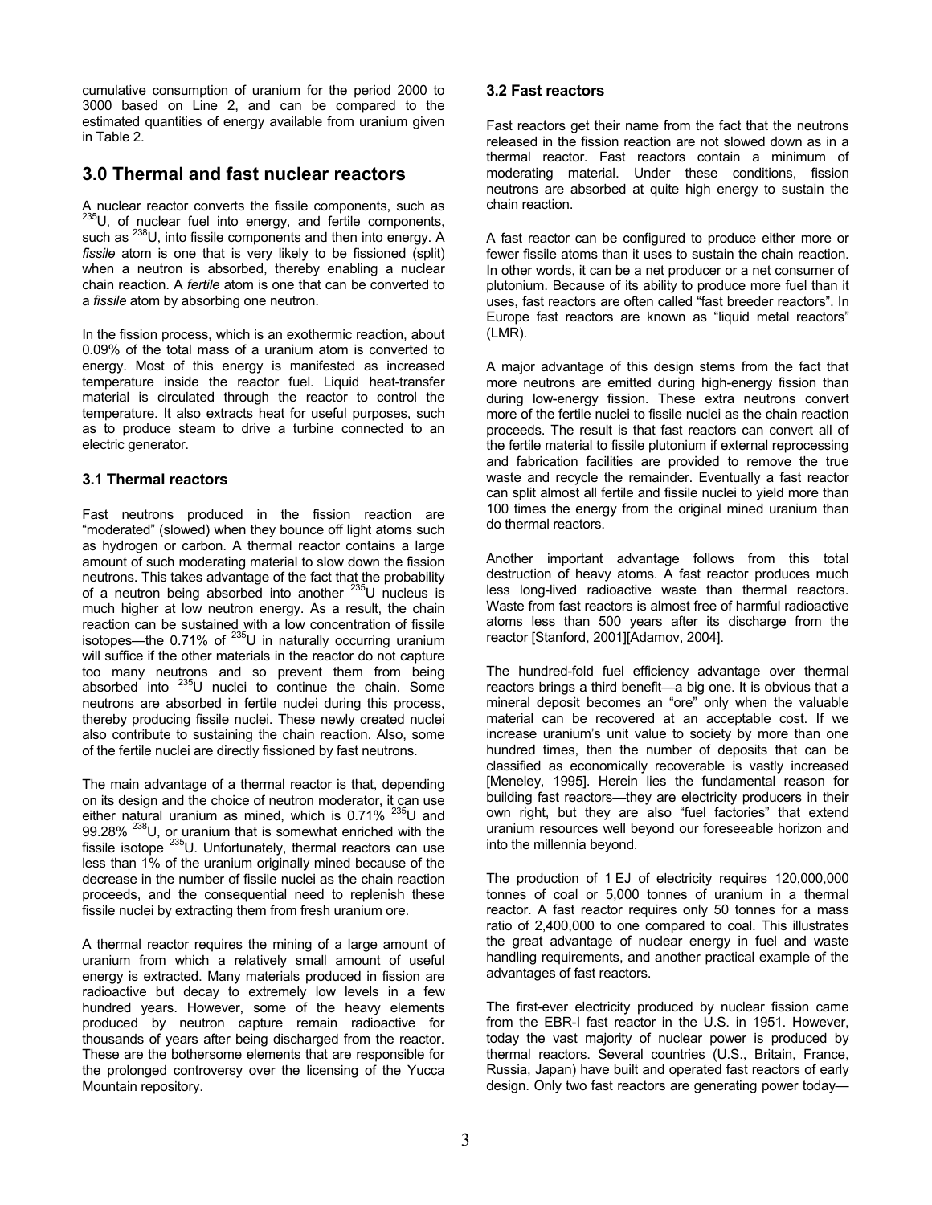cumulative consumption of uranium for the period 2000 to 3000 based on Line 2, and can be compared to the estimated quantities of energy available from uranium given in Table 2.

## 3.0 Thermal and fast nuclear reactors

A nuclear reactor converts the fissile components, such as $^{235}U$, of nuclear fuel into energy, and fertile components, such as $^{238}U$, into fissile components and then into energy. A *fissile* atom is one that is very likely to be fissioned (split) when a neutron is absorbed, thereby enabling a nuclear chain reaction. A *fertile* atom is one that can be converted to a *fissile* atom by absorbing one neutron.

In the fission process, which is an exothermic reaction, about 0.09% of the total mass of a uranium atom is converted to energy. Most of this energy is manifested as increased temperature inside the reactor fuel. Liquid heat-transfer material is circulated through the reactor to control the temperature. It also extracts heat for useful purposes, such as to produce steam to drive a turbine connected to an electric generator.

### 3.1 Thermal reactors

Fast neutrons produced in the fission reaction are "moderated" (slowed) when they bounce off light atoms such as hydrogen or carbon. A thermal reactor contains a large amount of such moderating material to slow down the fission neutrons. This takes advantage of the fact that the probability of a neutron being absorbed into another $^{235}U$ nucleus is much higher at low neutron energy. As a result, the chain reaction can be sustained with a low concentration of fissile isotopes—the 0.71% of $^{235}U$ in naturally occurring uranium will suffice if the other materials in the reactor do not capture too many neutrons and so prevent them from being absorbed into $^{235}U$ nuclei to continue the chain. Some neutrons are absorbed in fertile nuclei during this process, thereby producing fissile nuclei. These newly created nuclei also contribute to sustaining the chain reaction. Also, some of the fertile nuclei are directly fissioned by fast neutrons.

The main advantage of a thermal reactor is that, depending on its design and the choice of neutron moderator, it can use either natural uranium as mined, which is 0.71% $^{235}U$ and 99.28% $^{238}U$, or uranium that is somewhat enriched with the fissile isotope $^{235}U$. Unfortunately, thermal reactors can use less than 1% of the uranium originally mined because of the decrease in the number of fissile nuclei as the chain reaction proceeds, and the consequential need to replenish these fissile nuclei by extracting them from fresh uranium ore.

A thermal reactor requires the mining of a large amount of uranium from which a relatively small amount of useful energy is extracted. Many materials produced in fission are radioactive but decay to extremely low levels in a few hundred years. However, some of the heavy elements produced by neutron capture remain radioactive for thousands of years after being discharged from the reactor. These are the bothersome elements that are responsible for the prolonged controversy over the licensing of the Yucca Mountain repository.

### 3.2 Fast reactors

Fast reactors get their name from the fact that the neutrons released in the fission reaction are not slowed down as in a thermal reactor. Fast reactors contain a minimum of moderating material. Under these conditions, fission neutrons are absorbed at quite high energy to sustain the chain reaction.

A fast reactor can be configured to produce either more or fewer fissile atoms than it uses to sustain the chain reaction. In other words, it can be a net producer or a net consumer of plutonium. Because of its ability to produce more fuel than it uses, fast reactors are often called "fast breeder reactors". In Europe fast reactors are known as "liquid metal reactors" (LMR).

A major advantage of this design stems from the fact that more neutrons are emitted during high-energy fission than during low-energy fission. These extra neutrons convert more of the fertile nuclei to fissile nuclei as the chain reaction proceeds. The result is that fast reactors can convert all of the fertile material to fissile plutonium if external reprocessing and fabrication facilities are provided to remove the true waste and recycle the remainder. Eventually a fast reactor can split almost all fertile and fissile nuclei to yield more than 100 times the energy from the original mined uranium than do thermal reactors.

Another important advantage follows from this total destruction of heavy atoms. A fast reactor produces much less long-lived radioactive waste than thermal reactors. Waste from fast reactors is almost free of harmful radioactive atoms less than 500 years after its discharge from the reactor [Stanford, 2001][Adamov, 2004].

The hundred-fold fuel efficiency advantage over thermal reactors brings a third benefit—a big one. It is obvious that a mineral deposit becomes an "ore" only when the valuable material can be recovered at an acceptable cost. If we increase uranium's unit value to society by more than one hundred times, then the number of deposits that can be classified as economically recoverable is vastly increased [Meneley, 1995]. Herein lies the fundamental reason for building fast reactors—they are electricity producers in their own right, but they are also "fuel factories" that extend uranium resources well beyond our foreseeable horizon and into the millennia beyond.

The production of 1 EJ of electricity requires 120,000,000 tonnes of coal or 5,000 tonnes of uranium in a thermal reactor. A fast reactor requires only 50 tonnes for a mass ratio of 2,400,000 to one compared to coal. This illustrates the great advantage of nuclear energy in fuel and waste handling requirements, and another practical example of the advantages of fast reactors.

The first-ever electricity produced by nuclear fission came from the EBR-I fast reactor in the U.S. in 1951. However, today the vast majority of nuclear power is produced by thermal reactors. Several countries (U.S., Britain, France, Russia, Japan) have built and operated fast reactors of early design. Only two fast reactors are generating power today—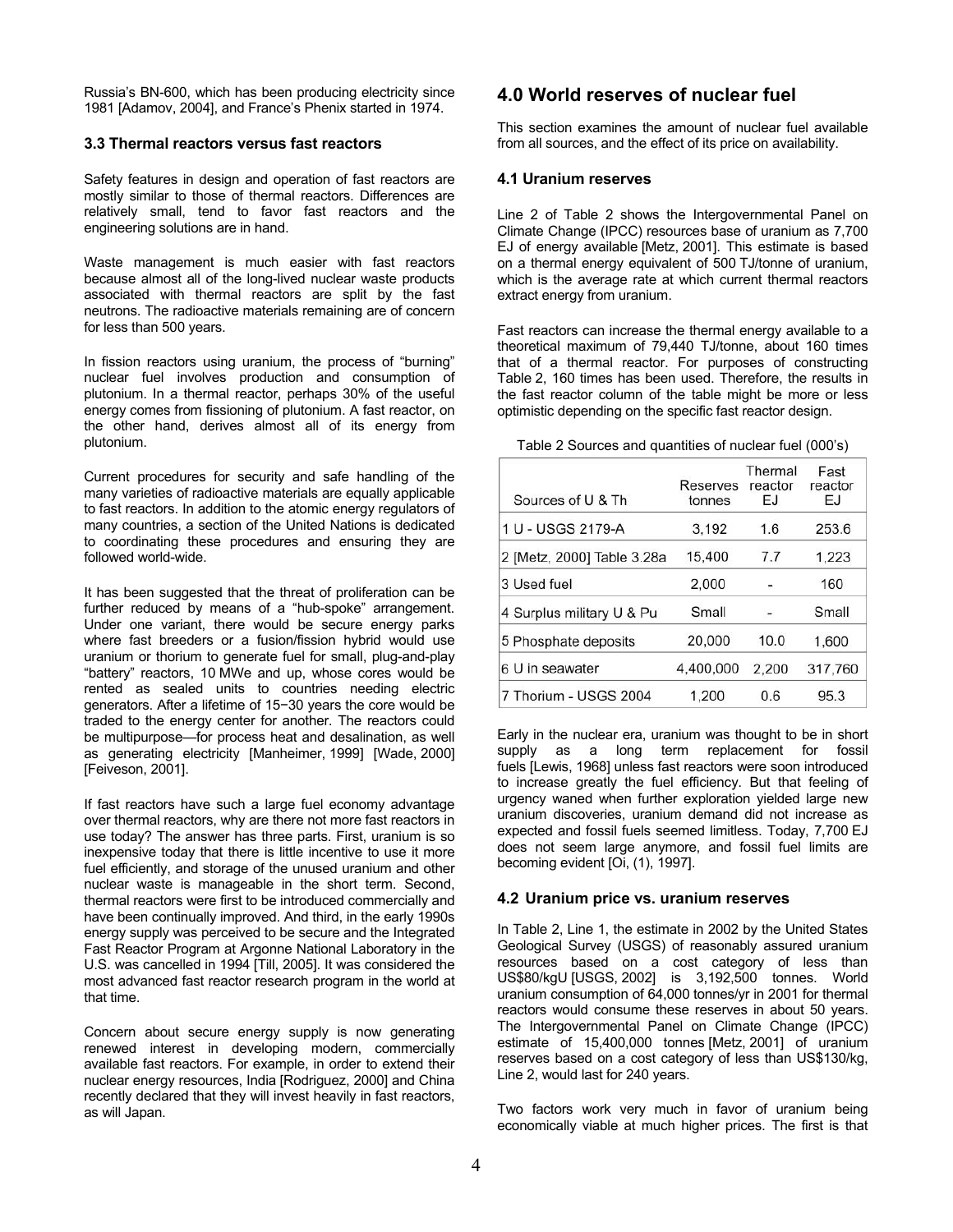Russia's BN-600, which has been producing electricity since 1981 [Adamov, 2004], and France's Phenix started in 1974.

### 3.3 Thermal reactors versus fast reactors

Safety features in design and operation of fast reactors are mostly similar to those of thermal reactors. Differences are relatively small, tend to favor fast reactors and the engineering solutions are in hand.

Waste management is much easier with fast reactors because almost all of the long-lived nuclear waste products associated with thermal reactors are split by the fast neutrons. The radioactive materials remaining are of concern for less than 500 years.

In fission reactors using uranium, the process of "burning" nuclear fuel involves production and consumption of plutonium. In a thermal reactor, perhaps 30% of the useful energy comes from fissioning of plutonium. A fast reactor, on the other hand, derives almost all of its energy from plutonium.

Current procedures for security and safe handling of the many varieties of radioactive materials are equally applicable to fast reactors. In addition to the atomic energy regulators of many countries, a section of the United Nations is dedicated to coordinating these procedures and ensuring they are followed world-wide.

It has been suggested that the threat of proliferation can be further reduced by means of a "hub-spoke" arrangement. Under one variant, there would be secure energy parks where fast breeders or a fusion/fission hybrid would use uranium or thorium to generate fuel for small, plug-and-play "battery" reactors, 10 MWe and up, whose cores would be rented as sealed units to countries needing electric generators. After a lifetime of 15−30 years the core would be traded to the energy center for another. The reactors could be multipurpose—for process heat and desalination, as well as generating electricity [Manheimer, 1999] [Wade, 2000] [Feiveson, 2001].

If fast reactors have such a large fuel economy advantage over thermal reactors, why are there not more fast reactors in use today? The answer has three parts. First, uranium is so inexpensive today that there is little incentive to use it more fuel efficiently, and storage of the unused uranium and other nuclear waste is manageable in the short term. Second, thermal reactors were first to be introduced commercially and have been continually improved. And third, in the early 1990s energy supply was perceived to be secure and the Integrated Fast Reactor Program at Argonne National Laboratory in the U.S. was cancelled in 1994 [Till, 2005]. It was considered the most advanced fast reactor research program in the world at that time.

Concern about secure energy supply is now generating renewed interest in developing modern, commercially available fast reactors. For example, in order to extend their nuclear energy resources, India [Rodriguez, 2000] and China recently declared that they will invest heavily in fast reactors, as will Japan.

## 4.0 World reserves of nuclear fuel

This section examines the amount of nuclear fuel available from all sources, and the effect of its price on availability.

### 4.1 Uranium reserves

Line 2 of Table 2 shows the Intergovernmental Panel on Climate Change (IPCC) resources base of uranium as 7,700 EJ of energy available [Metz, 2001]. This estimate is based on a thermal energy equivalent of 500 TJ/tonne of uranium, which is the average rate at which current thermal reactors extract energy from uranium.

Fast reactors can increase the thermal energy available to a theoretical maximum of 79,440 TJ/tonne, about 160 times that of a thermal reactor. For purposes of constructing Table 2, 160 times has been used. Therefore, the results in the fast reactor column of the table might be more or less optimistic depending on the specific fast reactor design.

Table 2 Sources and quantities of nuclear fuel (000's)

| Sources of U & Th | Reserves tonnes | Thermal reactor EJ | Fast reactor EJ |
|---|---|---|---|
| 1 U - USGS 2179-A | 3,192 | 1.6 | 253.6 |
| 2 [Metz, 2000] Table 3.28a | 15,400 | 7.7 | 1,223 |
| 3 Used fuel | 2,000 | - | 160 |
| 4 Surplus military U & Pu | Small | - | Small |
| 5 Phosphate deposits | 20,000 | 10.0 | 1,600 |
| 6 U in seawater | 4,400,000 | 2,200 | 317,760 |
| 7 Thorium - USGS 2004 | 1,200 | 0.6 | 95.3 |

Early in the nuclear era, uranium was thought to be in short supply as a long term replacement for fossil fuels [Lewis, 1968] unless fast reactors were soon introduced to increase greatly the fuel efficiency. But that feeling of urgency waned when further exploration yielded large new uranium discoveries, uranium demand did not increase as expected and fossil fuels seemed limitless. Today, 7,700 EJ does not seem large anymore, and fossil fuel limits are becoming evident [Oi, (1), 1997].

### 4.2 Uranium price vs. uranium reserves

In Table 2, Line 1, the estimate in 2002 by the United States Geological Survey (USGS) of reasonably assured uranium resources based on a cost category of less than US$80/kgU [USGS, 2002] is 3,192,500 tonnes. World uranium consumption of 64,000 tonnes/yr in 2001 for thermal reactors would consume these reserves in about 50 years. The Intergovernmental Panel on Climate Change (IPCC) estimate of 15,400,000 tonnes [Metz, 2001] of uranium reserves based on a cost category of less than US$130/kg, Line 2, would last for 240 years.

Two factors work very much in favor of uranium being economically viable at much higher prices. The first is that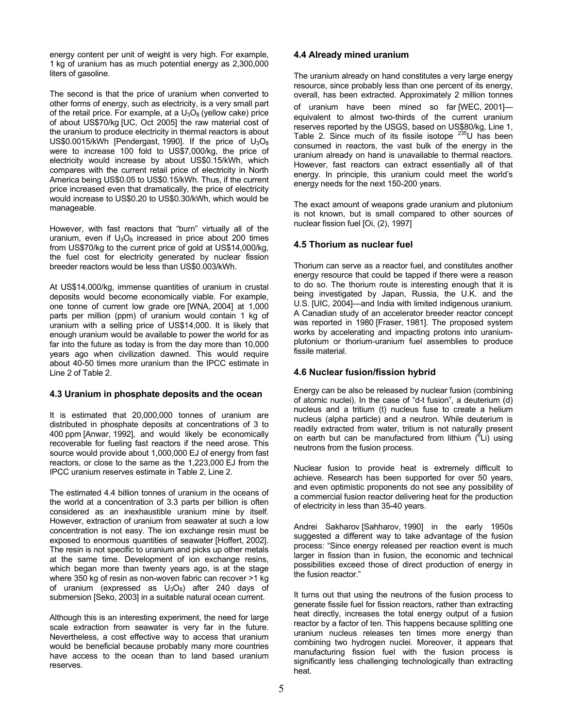energy content per unit of weight is very high. For example, 1 kg of uranium has as much potential energy as 2,300,000 liters of gasoline.

The second is that the price of uranium when converted to other forms of energy, such as electricity, is a very small part of the retail price. For example, at a $U_3O_8$ (yellow cake) price of about US$70/kg [UC, Oct 2005] the raw material cost of the uranium to produce electricity in thermal reactors is about US$0.0015/kWh [Pendergast, 1990]. If the price of $U_3O_8$ were to increase 100 fold to US$7,000/kg, the price of electricity would increase by about US$0.15/kWh, which compares with the current retail price of electricity in North America being US$0.05 to US$0.15/kWh. Thus, if the current price increased even that dramatically, the price of electricity would increase to US$0.20 to US$0.30/kWh, which would be manageable.

However, with fast reactors that "burn" virtually all of the uranium, even if $U_3O_8$ increased in price about 200 times from US$70/kg to the current price of gold at US$14,000/kg, the fuel cost for electricity generated by nuclear fission breeder reactors would be less than US$0.003/kWh.

At US$14,000/kg, immense quantities of uranium in crustal deposits would become economically viable. For example, one tonne of current low grade ore [WNA, 2004] at 1,000 parts per million (ppm) of uranium would contain 1 kg of uranium with a selling price of US$14,000. It is likely that enough uranium would be available to power the world for as far into the future as today is from the day more than 10,000 years ago when civilization dawned. This would require about 40-50 times more uranium than the IPCC estimate in Line 2 of Table 2.

### 4.3 Uranium in phosphate deposits and the ocean

It is estimated that 20,000,000 tonnes of uranium are distributed in phosphate deposits at concentrations of 3 to 400 ppm [Anwar, 1992], and would likely be economically recoverable for fueling fast reactors if the need arose. This source would provide about 1,000,000 EJ of energy from fast reactors, or close to the same as the 1,223,000 EJ from the IPCC uranium reserves estimate in Table 2, Line 2.

The estimated 4.4 billion tonnes of uranium in the oceans of the world at a concentration of 3.3 parts per billion is often considered as an inexhaustible uranium mine by itself. However, extraction of uranium from seawater at such a low concentration is not easy. The ion exchange resin must be exposed to enormous quantities of seawater [Hoffert, 2002]. The resin is not specific to uranium and picks up other metals at the same time. Development of ion exchange resins, which began more than twenty years ago, is at the stage where 350 kg of resin as non-woven fabric can recover >1 kg of uranium (expressed as $U_3O_8$) after 240 days of submersion [Seko, 2003] in a suitable natural ocean current.

Although this is an interesting experiment, the need for large scale extraction from seawater is very far in the future. Nevertheless, a cost effective way to access that uranium would be beneficial because probably many more countries have access to the ocean than to land based uranium reserves.

### 4.4 Already mined uranium

The uranium already on hand constitutes a very large energy resource, since probably less than one percent of its energy, overall, has been extracted. Approximately 2 million tonnes of uranium have been mined so far [WEC, 2001]—equivalent to almost two-thirds of the current uranium reserves reported by the USGS, based on US$80/kg, Line 1, Table 2. Since much of its fissile isotope $^{235}U$ has been consumed in reactors, the vast bulk of the energy in the uranium already on hand is unavailable to thermal reactors. However, fast reactors can extract essentially all of that energy. In principle, this uranium could meet the world's energy needs for the next 150-200 years.

The exact amount of weapons grade uranium and plutonium is not known, but is small compared to other sources of nuclear fission fuel [Oi, (2), 1997]

### 4.5 Thorium as nuclear fuel

Thorium can serve as a reactor fuel, and constitutes another energy resource that could be tapped if there were a reason to do so. The thorium route is interesting enough that it is being investigated by Japan, Russia, the U.K. and the U.S. [UIC, 2004]—and India with limited indigenous uranium. A Canadian study of an accelerator breeder reactor concept was reported in 1980 [Fraser, 1981]. The proposed system works by accelerating and impacting protons into uranium-plutonium or thorium-uranium fuel assemblies to produce fissile material.

### 4.6 Nuclear fusion/fission hybrid

Energy can be also be released by nuclear fusion (combining of atomic nuclei). In the case of "d-t fusion", a deuterium (d) nucleus and a tritium (t) nucleus fuse to create a helium nucleus (alpha particle) and a neutron. While deuterium is readily extracted from water, tritium is not naturally present on earth but can be manufactured from lithium ($^6Li$) using neutrons from the fusion process.

Nuclear fusion to provide heat is extremely difficult to achieve. Research has been supported for over 50 years, and even optimistic proponents do not see any possibility of a commercial fusion reactor delivering heat for the production of electricity in less than 35-40 years.

Andrei Sakharov [Sahharov, 1990] in the early 1950s suggested a different way to take advantage of the fusion process: "Since energy released per reaction event is much larger in fission than in fusion, the economic and technical possibilities exceed those of direct production of energy in the fusion reactor."

It turns out that using the neutrons of the fusion process to generate fissile fuel for fission reactors, rather than extracting heat directly, increases the total energy output of a fusion reactor by a factor of ten. This happens because splitting one uranium nucleus releases ten times more energy than combining two hydrogen nuclei. Moreover, it appears that manufacturing fission fuel with the fusion process is significantly less challenging technologically than extracting heat.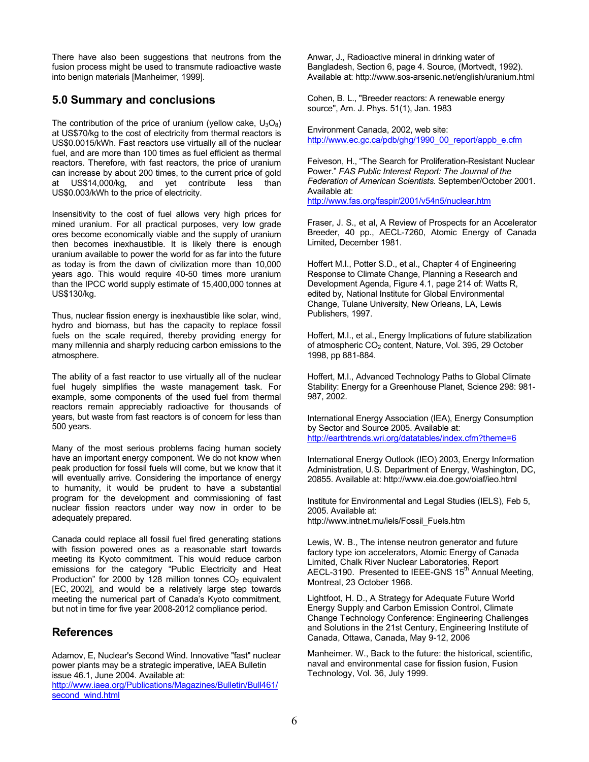There have also been suggestions that neutrons from the fusion process might be used to transmute radioactive waste into benign materials [Manheimer, 1999].

## 5.0 Summary and conclusions

The contribution of the price of uranium (yellow cake, $U_3O_8$) at US$70/kg to the cost of electricity from thermal reactors is US$0.0015/kWh. Fast reactors use virtually all of the nuclear fuel, and are more than 100 times as fuel efficient as thermal reactors. Therefore, with fast reactors, the price of uranium can increase by about 200 times, to the current price of gold at US$14,000/kg, and yet contribute less than US$0.003/kWh to the price of electricity.

Insensitivity to the cost of fuel allows very high prices for mined uranium. For all practical purposes, very low grade ores become economically viable and the supply of uranium then becomes inexhaustible. It is likely there is enough uranium available to power the world for as far into the future as today is from the dawn of civilization more than 10,000 years ago. This would require 40-50 times more uranium than the IPCC world supply estimate of 15,400,000 tonnes at US$130/kg.

Thus, nuclear fission energy is inexhaustible like solar, wind, hydro and biomass, but has the capacity to replace fossil fuels on the scale required, thereby providing energy for many millennia and sharply reducing carbon emissions to the atmosphere.

The ability of a fast reactor to use virtually all of the nuclear fuel hugely simplifies the waste management task. For example, some components of the used fuel from thermal reactors remain appreciably radioactive for thousands of years, but waste from fast reactors is of concern for less than 500 years.

Many of the most serious problems facing human society have an important energy component. We do not know when peak production for fossil fuels will come, but we know that it will eventually arrive. Considering the importance of energy to humanity, it would be prudent to have a substantial program for the development and commissioning of fast nuclear fission reactors under way now in order to be adequately prepared.

Canada could replace all fossil fuel fired generating stations with fission powered ones as a reasonable start towards meeting its Kyoto commitment. This would reduce carbon emissions for the category "Public Electricity and Heat Production" for 2000 by 128 million tonnes $CO_2$ equivalent [EC, 2002], and would be a relatively large step towards meeting the numerical part of Canada's Kyoto commitment, but not in time for five year 2008-2012 compliance period.

## References

Adamov, E, Nuclear's Second Wind. Innovative "fast" nuclear power plants may be a strategic imperative, IAEA Bulletin issue 46.1, June 2004. Available at: http://www.iaea.org/Publications/Magazines/Bulletin/Bull461/second_wind.html

Anwar, J., Radioactive mineral in drinking water of Bangladesh, Section 6, page 4. Source, (Mortvedt, 1992). Available at: http://www.sos-arsenic.net/english/uranium.html

Cohen, B. L., "Breeder reactors: A renewable energy source", Am. J. Phys. 51(1), Jan. 1983

Environment Canada, 2002, web site: http://www.ec.gc.ca/pdb/ghg/1990_00_report/appb_e.cfm

Feiveson, H., "The Search for Proliferation-Resistant Nuclear Power." *FAS Public Interest Report: The Journal of the Federation of American Scientists.* September/October 2001. Available at: http://www.fas.org/faspir/2001/v54n5/nuclear.htm

Fraser, J. S., et al, A Review of Prospects for an Accelerator Breeder, 40 pp., AECL-7260, Atomic Energy of Canada Limited**,** December 1981.

Hoffert M.I., Potter S.D., et al., Chapter 4 of Engineering Response to Climate Change, Planning a Research and Development Agenda, Figure 4.1, page 214 of: Watts R, edited by, National Institute for Global Environmental Change, Tulane University, New Orleans, LA, Lewis Publishers, 1997.

Hoffert, M.I., et al., Energy Implications of future stabilization of atmospheric $CO_2$ content, Nature, Vol. 395, 29 October 1998, pp 881-884.

Hoffert, M.I., Advanced Technology Paths to Global Climate Stability: Energy for a Greenhouse Planet, Science 298: 981-987, 2002.

International Energy Association (IEA), Energy Consumption by Sector and Source 2005. Available at: http://earthtrends.wri.org/datatables/index.cfm?theme=6

International Energy Outlook (IEO) 2003, Energy Information Administration, U.S. Department of Energy, Washington, DC, 20855. Available at: http://www.eia.doe.gov/oiaf/ieo.html

Institute for Environmental and Legal Studies (IELS), Feb 5, 2005. Available at: http://www.intnet.mu/iels/Fossil_Fuels.htm

Lewis, W. B., The intense neutron generator and future factory type ion accelerators, Atomic Energy of Canada Limited, Chalk River Nuclear Laboratories, Report AECL-3190. Presented to IEEE-GNS 15th Annual Meeting, Montreal, 23 October 1968.

Lightfoot, H. D., A Strategy for Adequate Future World Energy Supply and Carbon Emission Control, Climate Change Technology Conference: Engineering Challenges and Solutions in the 21st Century, Engineering Institute of Canada, Ottawa, Canada, May 9-12, 2006

Manheimer. W., Back to the future: the historical, scientific, naval and environmental case for fission fusion, Fusion Technology, Vol. 36, July 1999.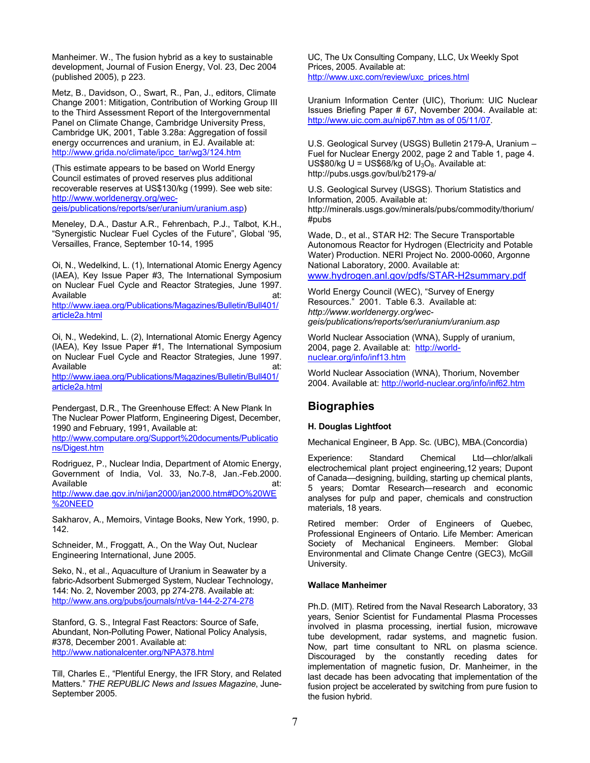Manheimer. W., The fusion hybrid as a key to sustainable development, Journal of Fusion Energy, Vol. 23, Dec 2004 (published 2005), p 223.

Metz, B., Davidson, O., Swart, R., Pan, J., editors, Climate Change 2001: Mitigation, Contribution of Working Group III to the Third Assessment Report of the Intergovernmental Panel on Climate Change, Cambridge University Press, Cambridge UK, 2001, Table 3.28a: Aggregation of fossil energy occurrences and uranium, in EJ. Available at: http://www.grida.no/climate/ipcc_tar/wg3/124.htm

(This estimate appears to be based on World Energy Council estimates of proved reserves plus additional recoverable reserves at US$130/kg (1999). See web site: http://www.worldenergy.org/wec-geis/publications/reports/ser/uranium/uranium.asp)

Meneley, D.A., Dastur A.R., Fehrenbach, P.J., Talbot, K.H., "Synergistic Nuclear Fuel Cycles of the Future", Global '95, Versailles, France, September 10-14, 1995

Oi, N., Wedelkind, L. (1), International Atomic Energy Agency (IAEA), Key Issue Paper #3, The International Symposium on Nuclear Fuel Cycle and Reactor Strategies, June 1997. Available at: http://www.iaea.org/Publications/Magazines/Bulletin/Bull401/article2a.html

Oi, N., Wedekind, L. (2), International Atomic Energy Agency (IAEA), Key Issue Paper #1, The International Symposium on Nuclear Fuel Cycle and Reactor Strategies, June 1997. Available at: http://www.iaea.org/Publications/Magazines/Bulletin/Bull401/article2a.html

Pendergast, D.R., The Greenhouse Effect: A New Plank In The Nuclear Power Platform, Engineering Digest, December, 1990 and February, 1991, Available at: http://www.computare.org/Support%20documents/Publications/Digest.htm

Rodriguez, P., Nuclear India, Department of Atomic Energy, Government of India, Vol. 33, No.7-8, Jan.-Feb.2000. Available at: http://www.dae.gov.in/ni/jan2000/jan2000.htm#DO%20WE%20NEED

Sakharov, A., Memoirs, Vintage Books, New York, 1990, p. 142.

Schneider, M., Froggatt, A., On the Way Out, Nuclear Engineering International, June 2005.

Seko, N., et al., Aquaculture of Uranium in Seawater by a fabric-Adsorbent Submerged System, Nuclear Technology, 144: No. 2, November 2003, pp 274-278. Available at: http://www.ans.org/pubs/journals/nt/va-144-2-274-278

Stanford, G. S., Integral Fast Reactors: Source of Safe, Abundant, Non-Polluting Power, National Policy Analysis, #378, December 2001. Available at: http://www.nationalcenter.org/NPA378.html

Till, Charles E., "Plentiful Energy, the IFR Story, and Related Matters." *THE REPUBLIC News and Issues Magazine*, June-September 2005.

UC, The Ux Consulting Company, LLC, Ux Weekly Spot Prices, 2005. Available at: http://www.uxc.com/review/uxc_prices.html

Uranium Information Center (UIC), Thorium: UIC Nuclear Issues Briefing Paper # 67, November 2004. Available at: http://www.uic.com.au/nip67.htm as of 05/11/07.

U.S. Geological Survey (USGS) Bulletin 2179-A, Uranium – Fuel for Nuclear Energy 2002, page 2 and Table 1, page 4. US$80/kg U = US$68/kg of $U_3O_8$. Available at: http://pubs.usgs.gov/bul/b2179-a/

U.S. Geological Survey (USGS). Thorium Statistics and Information, 2005. Available at: http://minerals.usgs.gov/minerals/pubs/commodity/thorium/#pubs

Wade, D., et al., STAR H2: The Secure Transportable Autonomous Reactor for Hydrogen (Electricity and Potable Water) Production. NERI Project No. 2000-0060, Argonne National Laboratory, 2000. Available at: www.hydrogen.anl.gov/pdfs/STAR-H2summary.pdf

World Energy Council (WEC), "Survey of Energy Resources." 2001. Table 6.3. Available at: *http://www.worldenergy.org/wec-geis/publications/reports/ser/uranium/uranium.asp*

World Nuclear Association (WNA), Supply of uranium, 2004, page 2. Available at: http://world-nuclear.org/info/inf13.htm

World Nuclear Association (WNA), Thorium, November 2004. Available at: http://world-nuclear.org/info/inf62.htm

## Biographies

**H. Douglas Lightfoot**

Mechanical Engineer, B App. Sc. (UBC), MBA.(Concordia)

Experience: Standard Chemical Ltd—chlor/alkali electrochemical plant project engineering,12 years; Dupont of Canada—designing, building, starting up chemical plants, 5 years; Domtar Research—research and economic analyses for pulp and paper, chemicals and construction materials, 18 years.

Retired member: Order of Engineers of Quebec, Professional Engineers of Ontario. Life Member: American Society of Mechanical Engineers. Member: Global Environmental and Climate Change Centre (GEC3), McGill University.

**Wallace Manheimer**

Ph.D. (MIT). Retired from the Naval Research Laboratory, 33 years, Senior Scientist for Fundamental Plasma Processes involved in plasma processing, inertial fusion, microwave tube development, radar systems, and magnetic fusion. Now, part time consultant to NRL on plasma science. Discouraged by the constantly receding dates for implementation of magnetic fusion, Dr. Manheimer, in the last decade has been advocating that implementation of the fusion project be accelerated by switching from pure fusion to the fusion hybrid.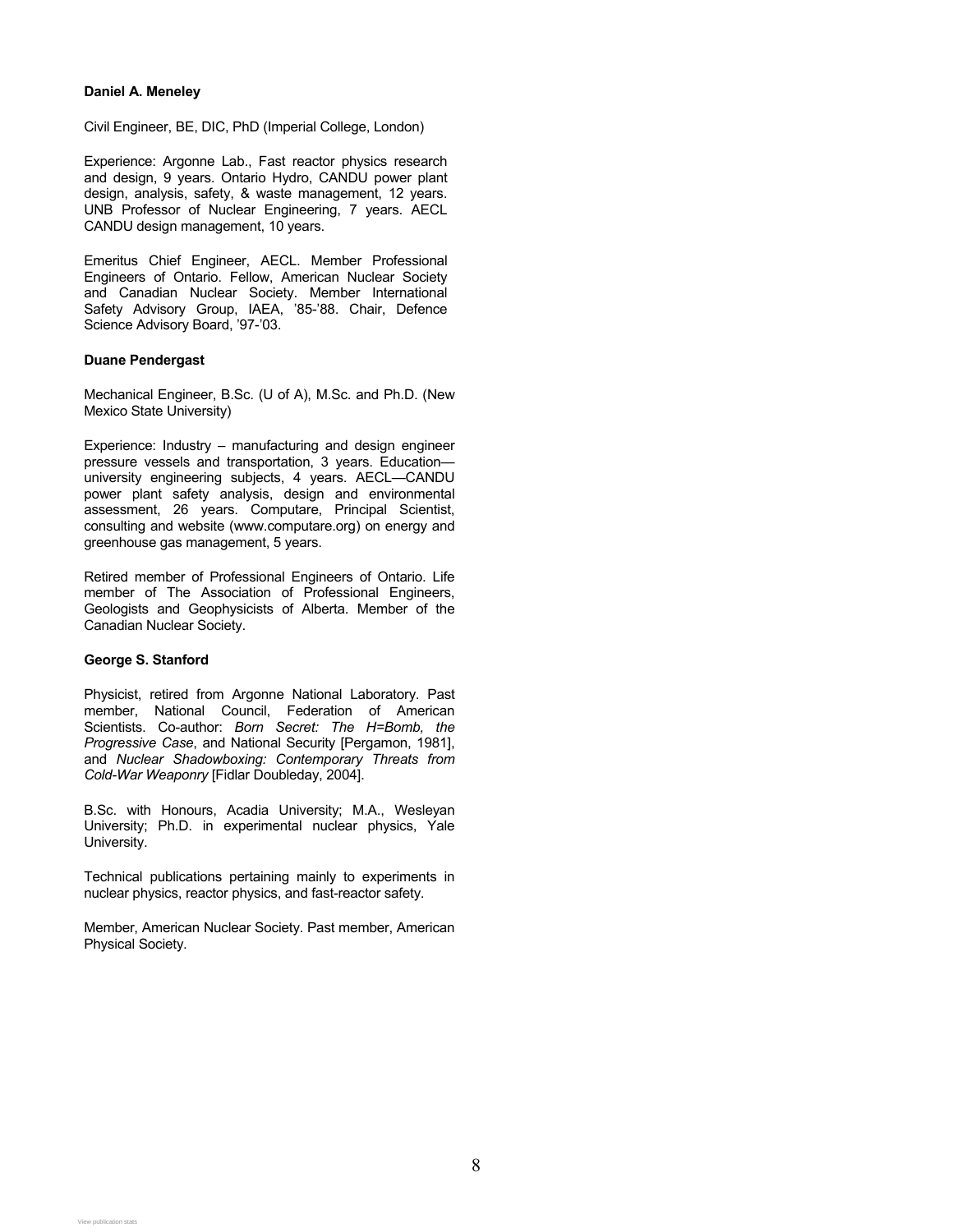**Daniel A. Meneley**

Civil Engineer, BE, DIC, PhD (Imperial College, London)

Experience: Argonne Lab., Fast reactor physics research and design, 9 years. Ontario Hydro, CANDU power plant design, analysis, safety, & waste management, 12 years. UNB Professor of Nuclear Engineering, 7 years. AECL CANDU design management, 10 years.

Emeritus Chief Engineer, AECL. Member Professional Engineers of Ontario. Fellow, American Nuclear Society and Canadian Nuclear Society. Member International Safety Advisory Group, IAEA, '85-'88. Chair, Defence Science Advisory Board, '97-'03.

**Duane Pendergast**

Mechanical Engineer, B.Sc. (U of A), M.Sc. and Ph.D. (New Mexico State University)

Experience: Industry – manufacturing and design engineer pressure vessels and transportation, 3 years. Education—university engineering subjects, 4 years. AECL—CANDU power plant safety analysis, design and environmental assessment, 26 years. Computare, Principal Scientist, consulting and website (www.computare.org) on energy and greenhouse gas management, 5 years.

Retired member of Professional Engineers of Ontario. Life member of The Association of Professional Engineers, Geologists and Geophysicists of Alberta. Member of the Canadian Nuclear Society.

**George S. Stanford**

Physicist, retired from Argonne National Laboratory. Past member, National Council, Federation of American Scientists. Co-author: *Born Secret: The H=Bomb, the Progressive Case*, and National Security [Pergamon, 1981], and *Nuclear Shadowboxing: Contemporary Threats from Cold-War Weaponry* [Fidlar Doubleday, 2004].

B.Sc. with Honours, Acadia University; M.A., Wesleyan University; Ph.D. in experimental nuclear physics, Yale University.

Technical publications pertaining mainly to experiments in nuclear physics, reactor physics, and fast-reactor safety.

Member, American Nuclear Society. Past member, American Physical Society.